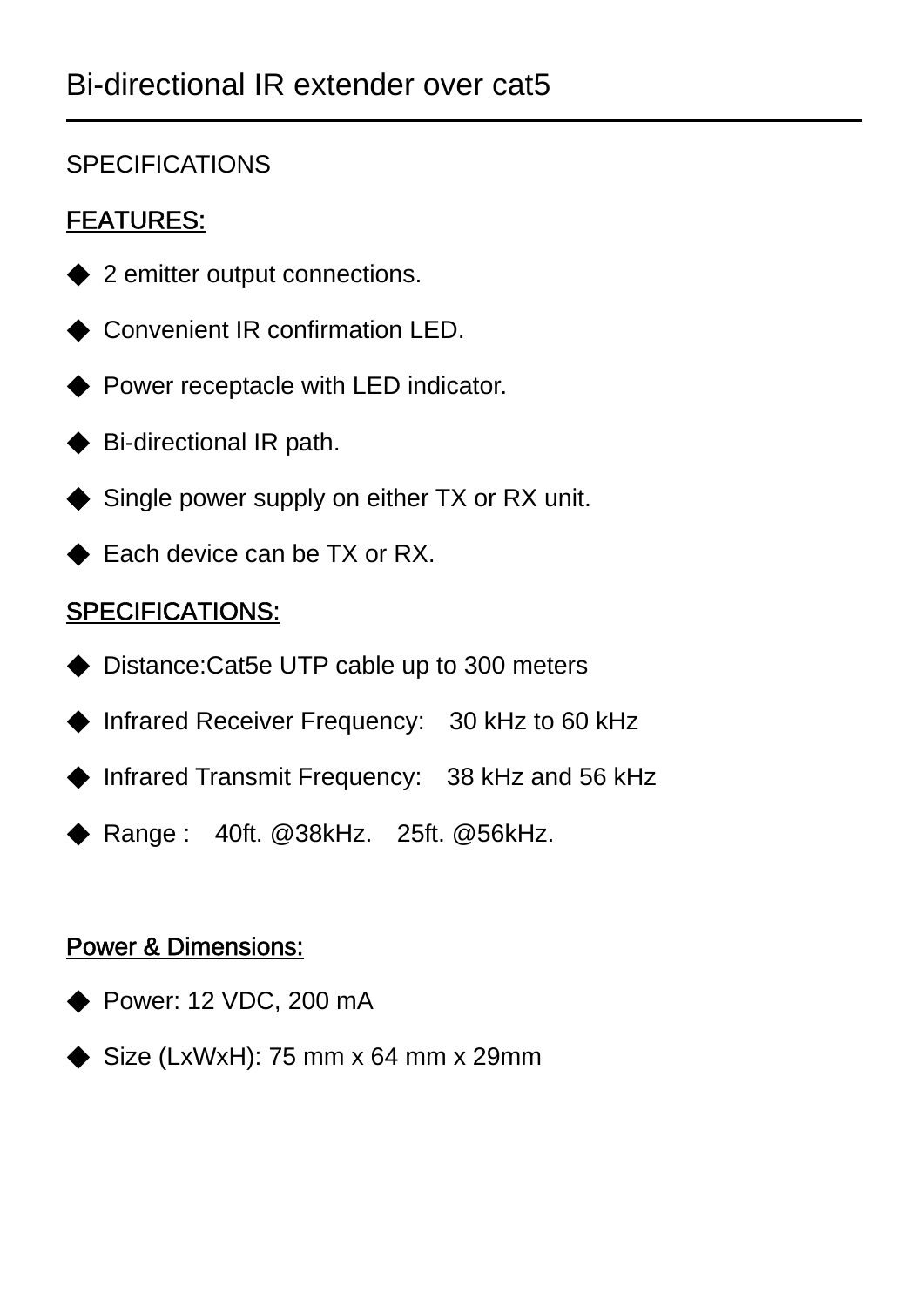# Bi-directional IR extender over cat5

SPECIFICATIONS

## FEATURES:

- 2 emitter output connections.
- Convenient IR confirmation LED.
- Power receptacle with LED indicator.
- Bi-directional IR path.
- Single power supply on either TX or RX unit.
- Each device can be TX or RX.

## SPECIFICATIONS:

- Distance:Cat5e UTP cable up to 300 meters
- Infrared Receiver Frequency: 30 kHz to 60 kHz
- Infrared Transmit Frequency: 38 kHz and 56 kHz
- Range : 40ft. @38kHz. 25ft. @56kHz.

## Power & Dimensions:

- Power: 12 VDC, 200 mA
- Size (LxWxH): 75 mm x 64 mm x 29mm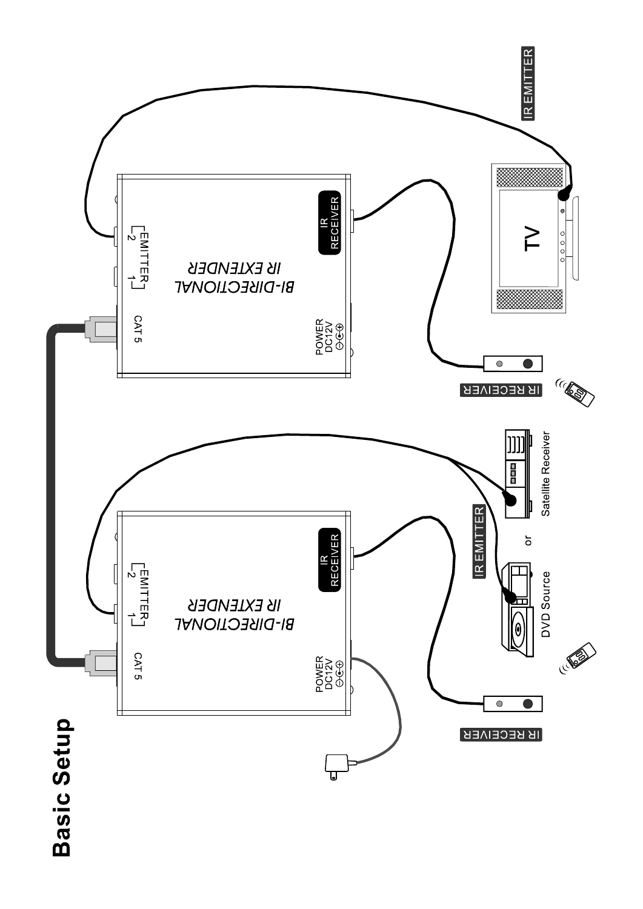# Basic Setup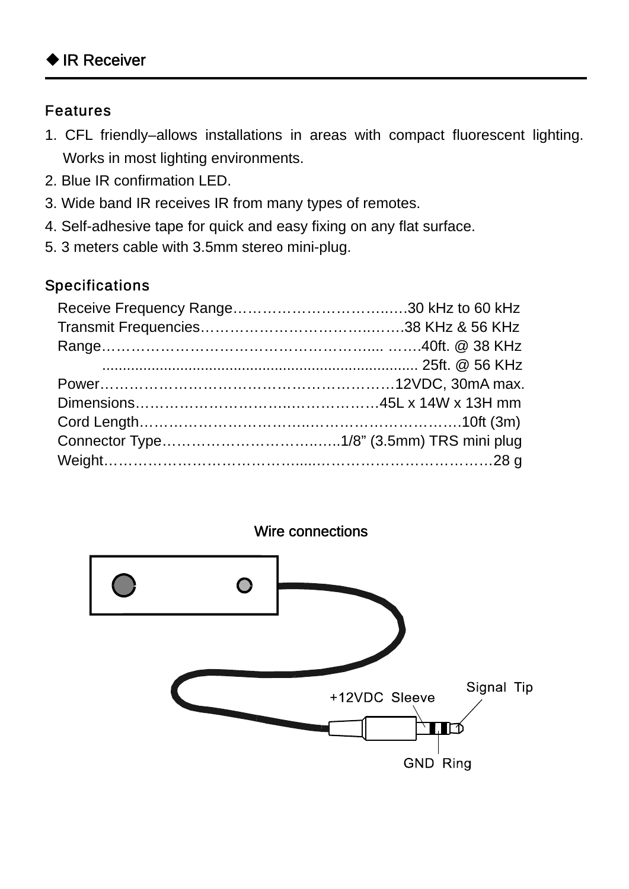## ◆ IR Receiver

### Features

1. CFL friendly–allows installations in areas with compact fluorescent lighting. Works in most lighting environments.
2. Blue IR confirmation LED.
3. Wide band IR receives IR from many types of remotes.
4. Self-adhesive tape for quick and easy fixing on any flat surface.
5. 3 meters cable with 3.5mm stereo mini-plug.

### Specifications

| Specification | Value |
|---|---|
| Receive Frequency Range | 30 kHz to 60 kHz |
| Transmit Frequencies | 38 KHz & 56 KHz |
| Range | 40ft. @ 38 KHz |
| | 25ft. @ 56 KHz |
| Power | 12VDC, 30mA max. |
| Dimensions | 45L x 14W x 13H mm |
| Cord Length | 10ft (3m) |
| Connector Type | 1/8" (3.5mm) TRS mini plug |
| Weight | 28 g |

Wire connections

+12VDC Sleeve

Signal Tip

GND Ring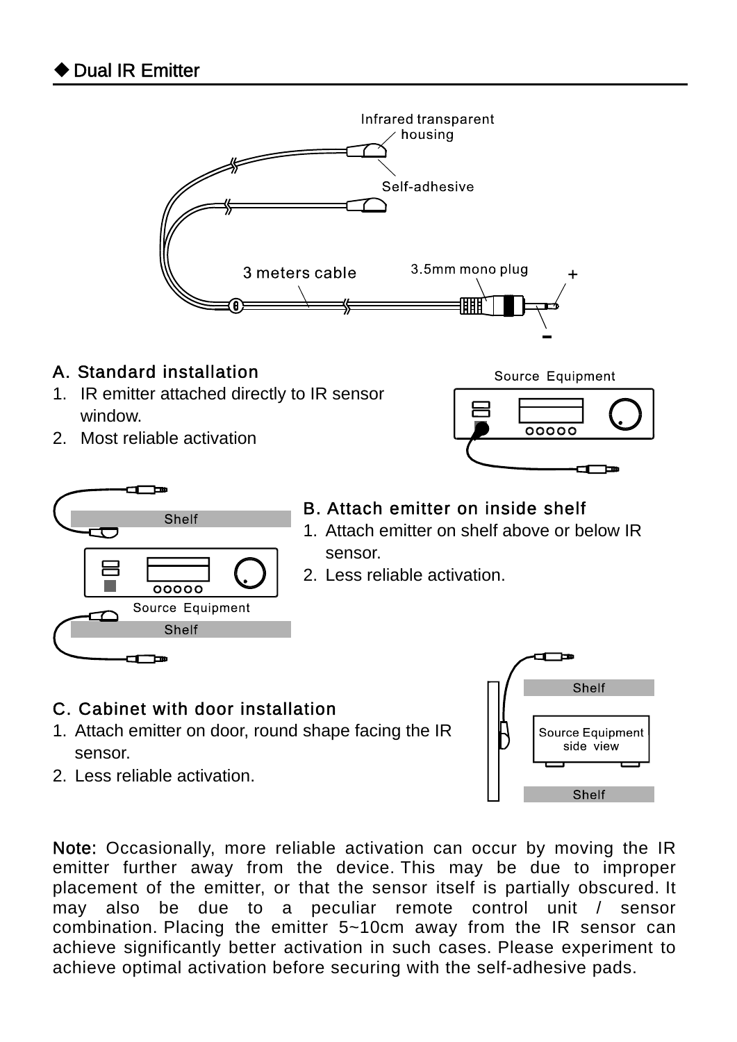## ◆ Dual IR Emitter

Infrared transparent housing

Self-adhesive

3 meters cable

3.5mm mono plug

+

-

### A. Standard installation

1. IR emitter attached directly to IR sensor window.
2. Most reliable activation

Source Equipment

Shelf

Source Equipment

Shelf

### B. Attach emitter on inside shelf

1. Attach emitter on shelf above or below IR sensor.
2. Less reliable activation.

Shelf

Source Equipment side view

Shelf

### C. Cabinet with door installation

1. Attach emitter on door, round shape facing the IR sensor.
2. Less reliable activation.

Note: Occasionally, more reliable activation can occur by moving the IR emitter further away from the device. This may be due to improper placement of the emitter, or that the sensor itself is partially obscured. It may also be due to a peculiar remote control unit / sensor combination. Placing the emitter 5~10cm away from the IR sensor can achieve significantly better activation in such cases. Please experiment to achieve optimal activation before securing with the self-adhesive pads.